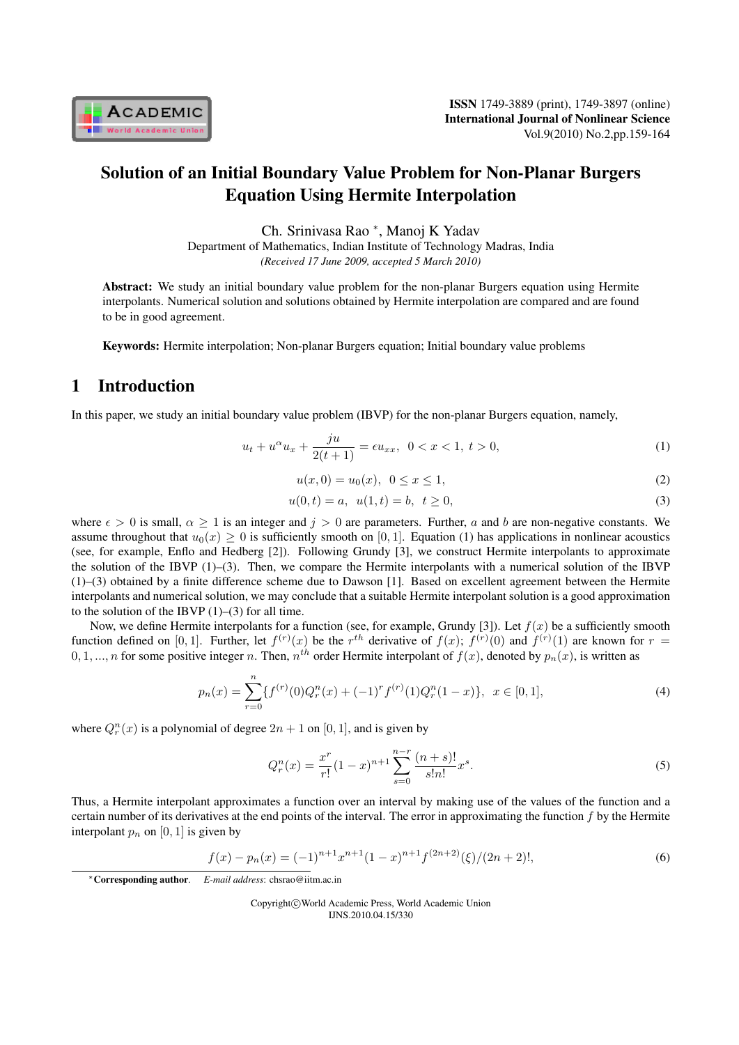# Solution of an Initial Boundary Value Problem for Non-Planar Burgers Equation Using Hermite Interpolation

Ch. Srinivasa Rao [*], Manoj K Yadav

Department of Mathematics, Indian Institute of Technology Madras, India

*(Received 17 June 2009, accepted 5 March 2010)*

**Abstract:** We study an initial boundary value problem for the non-planar Burgers equation using Hermite interpolants. Numerical solution and solutions obtained by Hermite interpolation are compared and are found to be in good agreement.

**Keywords:** Hermite interpolation; Non-planar Burgers equation; Initial boundary value problems

## 1 Introduction

In this paper, we study an initial boundary value problem (IBVP) for the non-planar Burgers equation, namely,

$$u_t + u^\alpha u_x + \frac{ju}{2(t+1)} = \epsilon u_{xx}, \quad 0 < x < 1,\ t > 0, \tag{1}$$

$$u(x,0) = u_0(x), \quad 0 \le x \le 1, \tag{2}$$

$$u(0,t) = a, \quad u(1,t) = b, \quad t \ge 0, \tag{3}$$

where $\epsilon > 0$ is small, $\alpha \ge 1$ is an integer and $j > 0$ are parameters. Further, $a$ and $b$ are non-negative constants. We assume throughout that $u_0(x) \ge 0$ is sufficiently smooth on $[0, 1]$. Equation (1) has applications in nonlinear acoustics (see, for example, Enflo and Hedberg [2]). Following Grundy [3], we construct Hermite interpolants to approximate the solution of the IBVP (1)–(3). Then, we compare the Hermite interpolants with a numerical solution of the IBVP (1)–(3) obtained by a finite difference scheme due to Dawson [1]. Based on excellent agreement between the Hermite interpolants and numerical solution, we may conclude that a suitable Hermite interpolant solution is a good approximation to the solution of the IBVP (1)–(3) for all time.

Now, we define Hermite interpolants for a function (see, for example, Grundy [3]). Let $f(x)$ be a sufficiently smooth function defined on $[0, 1]$. Further, let $f^{(r)}(x)$ be the $r^{th}$ derivative of $f(x)$; $f^{(r)}(0)$ and $f^{(r)}(1)$ are known for $r = 0, 1, ..., n$ for some positive integer $n$. Then, $n^{th}$ order Hermite interpolant of $f(x)$, denoted by $p_n(x)$, is written as

$$p_n(x) = \sum_{r=0}^{n} \{ f^{(r)}(0) Q_r^n(x) + (-1)^r f^{(r)}(1) Q_r^n(1-x) \}, \quad x \in [0,1], \tag{4}$$

where $Q_r^n(x)$ is a polynomial of degree $2n + 1$ on $[0, 1]$, and is given by

$$Q_r^n(x) = \frac{x^r}{r!}(1-x)^{n+1} \sum_{s=0}^{n-r} \frac{(n+s)!}{s!n!} x^s. \tag{5}$$

Thus, a Hermite interpolant approximates a function over an interval by making use of the values of the function and a certain number of its derivatives at the end points of the interval. The error in approximating the function $f$ by the Hermite interpolant $p_n$ on $[0, 1]$ is given by

$$f(x) - p_n(x) = (-1)^{n+1} x^{n+1} (1-x)^{n+1} f^{(2n+2)}(\xi)/(2n+2)!, \tag{6}$$

[*] **Corresponding author**. *E-mail address*: chsrao@iitm.ac.in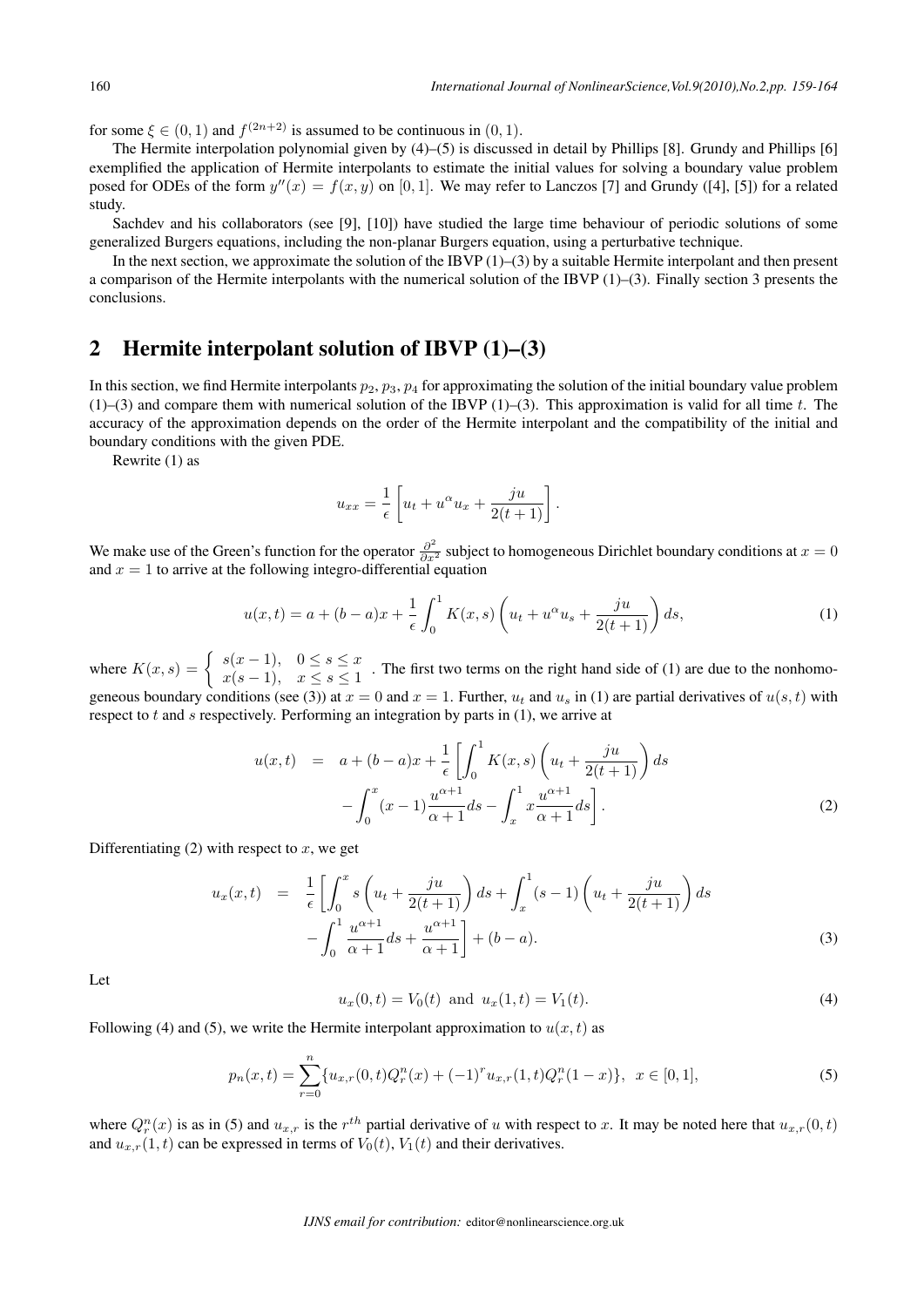for some $\xi \in (0,1)$ and $f^{(2n+2)}$ is assumed to be continuous in $(0,1)$.

The Hermite interpolation polynomial given by (4)–(5) is discussed in detail by Phillips [8]. Grundy and Phillips [6] exemplified the application of Hermite interpolants to estimate the initial values for solving a boundary value problem posed for ODEs of the form $y''(x) = f(x, y)$ on $[0, 1]$. We may refer to Lanczos [7] and Grundy ([4], [5]) for a related study.

Sachdev and his collaborators (see [9], [10]) have studied the large time behaviour of periodic solutions of some generalized Burgers equations, including the non-planar Burgers equation, using a perturbative technique.

In the next section, we approximate the solution of the IBVP (1)–(3) by a suitable Hermite interpolant and then present a comparison of the Hermite interpolants with the numerical solution of the IBVP (1)–(3). Finally section 3 presents the conclusions.

## 2 Hermite interpolant solution of IBVP (1)–(3)

In this section, we find Hermite interpolants $p_2, p_3, p_4$ for approximating the solution of the initial boundary value problem (1)–(3) and compare them with numerical solution of the IBVP (1)–(3). This approximation is valid for all time $t$. The accuracy of the approximation depends on the order of the Hermite interpolant and the compatibility of the initial and boundary conditions with the given PDE.

Rewrite (1) as

$$u_{xx} = \frac{1}{\epsilon}\left[u_t + u^\alpha u_x + \frac{ju}{2(t+1)}\right].$$

We make use of the Green's function for the operator $\frac{\partial^2}{\partial x^2}$ subject to homogeneous Dirichlet boundary conditions at $x = 0$ and $x = 1$ to arrive at the following integro-differential equation

$$u(x,t) = a + (b-a)x + \frac{1}{\epsilon}\int_0^1 K(x,s)\left(u_t + u^\alpha u_s + \frac{ju}{2(t+1)}\right)ds, \tag{1}$$

where $K(x,s) = \begin{cases} s(x-1), & 0 \le s \le x \\ x(s-1), & x \le s \le 1 \end{cases}$. The first two terms on the right hand side of (1) are due to the nonhomogeneous boundary conditions (see (3)) at $x = 0$ and $x = 1$. Further, $u_t$ and $u_s$ in (1) are partial derivatives of $u(s,t)$ with respect to $t$ and $s$ respectively. Performing an integration by parts in (1), we arrive at

$$\begin{aligned} u(x,t) &= a + (b-a)x + \frac{1}{\epsilon}\left[\int_0^1 K(x,s)\left(u_t + \frac{ju}{2(t+1)}\right)ds \right. \\ &\quad \left. - \int_0^x (x-1)\frac{u^{\alpha+1}}{\alpha+1}ds - \int_x^1 x\frac{u^{\alpha+1}}{\alpha+1}ds\right]. \end{aligned} \tag{2}$$

Differentiating (2) with respect to $x$, we get

$$\begin{aligned} u_x(x,t) &= \frac{1}{\epsilon}\left[\int_0^x s\left(u_t + \frac{ju}{2(t+1)}\right)ds + \int_x^1 (s-1)\left(u_t + \frac{ju}{2(t+1)}\right)ds \right. \\ &\quad \left. - \int_0^1 \frac{u^{\alpha+1}}{\alpha+1}ds + \frac{u^{\alpha+1}}{\alpha+1}\right] + (b-a). \end{aligned} \tag{3}$$

Let

$$u_x(0,t) = V_0(t) \text{ and } u_x(1,t) = V_1(t). \tag{4}$$

Following (4) and (5), we write the Hermite interpolant approximation to $u(x,t)$ as

$$p_n(x,t) = \sum_{r=0}^{n}\{u_{x,r}(0,t)Q_r^n(x) + (-1)^r u_{x,r}(1,t)Q_r^n(1-x)\}, \;\; x \in [0,1], \tag{5}$$

where $Q_r^n(x)$ is as in (5) and $u_{x,r}$ is the $r^{th}$ partial derivative of $u$ with respect to $x$. It may be noted here that $u_{x,r}(0,t)$ and $u_{x,r}(1,t)$ can be expressed in terms of $V_0(t)$, $V_1(t)$ and their derivatives.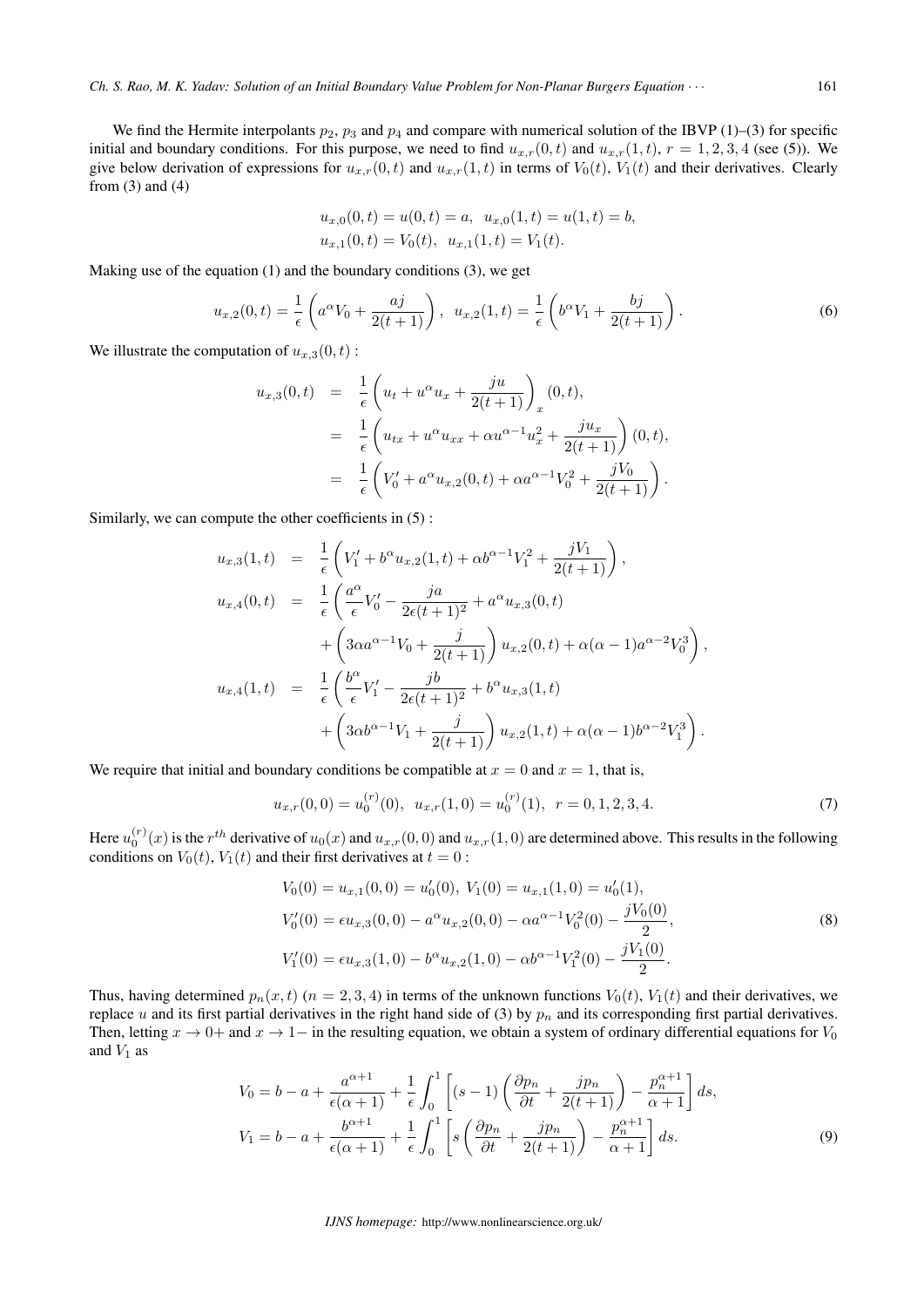We find the Hermite interpolants $p_2$, $p_3$ and $p_4$ and compare with numerical solution of the IBVP (1)–(3) for specific initial and boundary conditions. For this purpose, we need to find $u_{x,r}(0,t)$ and $u_{x,r}(1,t)$, $r = 1,2,3,4$ (see (5)). We give below derivation of expressions for $u_{x,r}(0,t)$ and $u_{x,r}(1,t)$ in terms of $V_0(t)$, $V_1(t)$ and their derivatives. Clearly from (3) and (4)

$$
\begin{aligned}
&u_{x,0}(0,t) = u(0,t) = a, \;\; u_{x,0}(1,t) = u(1,t) = b,\\
&u_{x,1}(0,t) = V_0(t), \;\; u_{x,1}(1,t) = V_1(t).
\end{aligned}
$$

Making use of the equation (1) and the boundary conditions (3), we get

$$
u_{x,2}(0,t) = \frac{1}{\epsilon}\left(a^\alpha V_0 + \frac{aj}{2(t+1)}\right), \;\; u_{x,2}(1,t) = \frac{1}{\epsilon}\left(b^\alpha V_1 + \frac{bj}{2(t+1)}\right). \tag{6}
$$

We illustrate the computation of $u_{x,3}(0,t)$ :

$$
\begin{aligned}
u_{x,3}(0,t) &= \frac{1}{\epsilon}\left(u_t + u^\alpha u_x + \frac{ju}{2(t+1)}\right)_x(0,t),\\
&= \frac{1}{\epsilon}\left(u_{tx} + u^\alpha u_{xx} + \alpha u^{\alpha-1}u_x^2 + \frac{ju_x}{2(t+1)}\right)(0,t),\\
&= \frac{1}{\epsilon}\left(V_0' + a^\alpha u_{x,2}(0,t) + \alpha a^{\alpha-1}V_0^2 + \frac{jV_0}{2(t+1)}\right).
\end{aligned}
$$

Similarly, we can compute the other coefficients in (5) :

$$
\begin{aligned}
u_{x,3}(1,t) &= \frac{1}{\epsilon}\left(V_1' + b^\alpha u_{x,2}(1,t) + \alpha b^{\alpha-1}V_1^2 + \frac{jV_1}{2(t+1)}\right),\\
u_{x,4}(0,t) &= \frac{1}{\epsilon}\left(\frac{a^\alpha}{\epsilon}V_0' - \frac{ja}{2\epsilon(t+1)^2} + a^\alpha u_{x,3}(0,t)\right.\\
&\quad \left. + \left(3\alpha a^{\alpha-1}V_0 + \frac{j}{2(t+1)}\right)u_{x,2}(0,t) + \alpha(\alpha-1)a^{\alpha-2}V_0^3\right),\\
u_{x,4}(1,t) &= \frac{1}{\epsilon}\left(\frac{b^\alpha}{\epsilon}V_1' - \frac{jb}{2\epsilon(t+1)^2} + b^\alpha u_{x,3}(1,t)\right.\\
&\quad \left. + \left(3\alpha b^{\alpha-1}V_1 + \frac{j}{2(t+1)}\right)u_{x,2}(1,t) + \alpha(\alpha-1)b^{\alpha-2}V_1^3\right).
\end{aligned}
$$

We require that initial and boundary conditions be compatible at $x = 0$ and $x = 1$, that is,

$$
u_{x,r}(0,0) = u_0^{(r)}(0), \;\; u_{x,r}(1,0) = u_0^{(r)}(1), \;\; r = 0,1,2,3,4. \tag{7}
$$

Here $u_0^{(r)}(x)$ is the $r^{th}$ derivative of $u_0(x)$ and $u_{x,r}(0,0)$ and $u_{x,r}(1,0)$ are determined above. This results in the following conditions on $V_0(t)$, $V_1(t)$ and their first derivatives at $t = 0$ :

$$
\begin{aligned}
&V_0(0) = u_{x,1}(0,0) = u_0'(0), \; V_1(0) = u_{x,1}(1,0) = u_0'(1),\\
&V_0'(0) = \epsilon u_{x,3}(0,0) - a^\alpha u_{x,2}(0,0) - \alpha a^{\alpha-1}V_0^2(0) - \frac{jV_0(0)}{2},\\
&V_1'(0) = \epsilon u_{x,3}(1,0) - b^\alpha u_{x,2}(1,0) - \alpha b^{\alpha-1}V_1^2(0) - \frac{jV_1(0)}{2}.
\end{aligned} \tag{8}
$$

Thus, having determined $p_n(x,t)$ ($n = 2,3,4$) in terms of the unknown functions $V_0(t)$, $V_1(t)$ and their derivatives, we replace $u$ and its first partial derivatives in the right hand side of (3) by $p_n$ and its corresponding first partial derivatives. Then, letting $x \to 0+$ and $x \to 1-$ in the resulting equation, we obtain a system of ordinary differential equations for $V_0$ and $V_1$ as

$$
\begin{aligned}
V_0 &= b - a + \frac{a^{\alpha+1}}{\epsilon(\alpha+1)} + \frac{1}{\epsilon}\int_0^1\left[(s-1)\left(\frac{\partial p_n}{\partial t} + \frac{jp_n}{2(t+1)}\right) - \frac{p_n^{\alpha+1}}{\alpha+1}\right]ds,\\
V_1 &= b - a + \frac{b^{\alpha+1}}{\epsilon(\alpha+1)} + \frac{1}{\epsilon}\int_0^1\left[s\left(\frac{\partial p_n}{\partial t} + \frac{jp_n}{2(t+1)}\right) - \frac{p_n^{\alpha+1}}{\alpha+1}\right]ds.
\end{aligned} \tag{9}
$$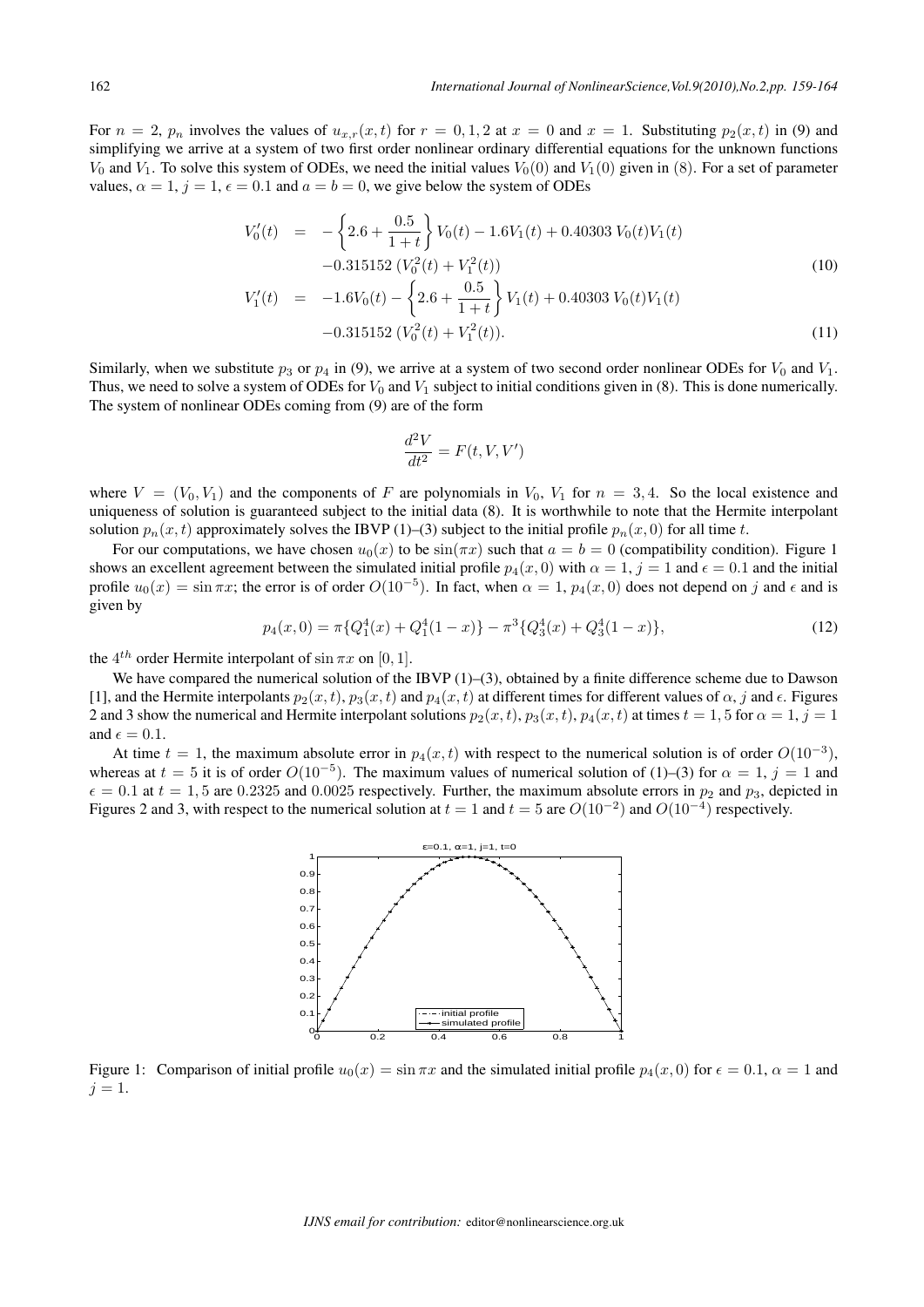For $n = 2$, $p_n$ involves the values of $u_{x,r}(x,t)$ for $r = 0, 1, 2$ at $x = 0$ and $x = 1$. Substituting $p_2(x,t)$ in (9) and simplifying we arrive at a system of two first order nonlinear ordinary differential equations for the unknown functions $V_0$ and $V_1$. To solve this system of ODEs, we need the initial values $V_0(0)$ and $V_1(0)$ given in (8). For a set of parameter values, $\alpha = 1$, $j = 1$, $\epsilon = 0.1$ and $a = b = 0$, we give below the system of ODEs

$$
\begin{aligned}
V_0'(t) &= -\left\{2.6 + \frac{0.5}{1+t}\right\} V_0(t) - 1.6V_1(t) + 0.40303\, V_0(t)V_1(t) \\
&\quad -0.315152\, (V_0^2(t) + V_1^2(t)) \qquad (10)\\
V_1'(t) &= -1.6V_0(t) - \left\{2.6 + \frac{0.5}{1+t}\right\} V_1(t) + 0.40303\, V_0(t)V_1(t) \\
&\quad -0.315152\, (V_0^2(t) + V_1^2(t)). \qquad (11)
\end{aligned}
$$

Similarly, when we substitute $p_3$ or $p_4$ in (9), we arrive at a system of two second order nonlinear ODEs for $V_0$ and $V_1$. Thus, we need to solve a system of ODEs for $V_0$ and $V_1$ subject to initial conditions given in (8). This is done numerically. The system of nonlinear ODEs coming from (9) are of the form

$$
\frac{d^2V}{dt^2} = F(t, V, V')
$$

where $V = (V_0, V_1)$ and the components of $F$ are polynomials in $V_0$, $V_1$ for $n = 3, 4$. So the local existence and uniqueness of solution is guaranteed subject to the initial data (8). It is worthwhile to note that the Hermite interpolant solution $p_n(x,t)$ approximately solves the IBVP (1)–(3) subject to the initial profile $p_n(x,0)$ for all time $t$.

For our computations, we have chosen $u_0(x)$ to be $\sin(\pi x)$ such that $a = b = 0$ (compatibility condition). Figure 1 shows an excellent agreement between the simulated initial profile $p_4(x,0)$ with $\alpha = 1$, $j = 1$ and $\epsilon = 0.1$ and the initial profile $u_0(x) = \sin \pi x$; the error is of order $O(10^{-5})$. In fact, when $\alpha = 1$, $p_4(x,0)$ does not depend on $j$ and $\epsilon$ and is given by

$$
p_4(x,0) = \pi\{Q_1^4(x) + Q_1^4(1-x)\} - \pi^3\{Q_3^4(x) + Q_3^4(1-x)\}, \qquad (12)
$$

the $4^{th}$ order Hermite interpolant of $\sin \pi x$ on $[0, 1]$.

We have compared the numerical solution of the IBVP (1)–(3), obtained by a finite difference scheme due to Dawson [1], and the Hermite interpolants $p_2(x,t)$, $p_3(x,t)$ and $p_4(x,t)$ at different times for different values of $\alpha$, $j$ and $\epsilon$. Figures 2 and 3 show the numerical and Hermite interpolant solutions $p_2(x,t)$, $p_3(x,t)$, $p_4(x,t)$ at times $t = 1, 5$ for $\alpha = 1$, $j = 1$ and $\epsilon = 0.1$.

At time $t = 1$, the maximum absolute error in $p_4(x,t)$ with respect to the numerical solution is of order $O(10^{-3})$, whereas at $t = 5$ it is of order $O(10^{-5})$. The maximum values of numerical solution of (1)–(3) for $\alpha = 1$, $j = 1$ and $\epsilon = 0.1$ at $t = 1, 5$ are $0.2325$ and $0.0025$ respectively. Further, the maximum absolute errors in $p_2$ and $p_3$, depicted in Figures 2 and 3, with respect to the numerical solution at $t = 1$ and $t = 5$ are $O(10^{-2})$ and $O(10^{-4})$ respectively.

Figure 1: Comparison of initial profile $u_0(x) = \sin \pi x$ and the simulated initial profile $p_4(x,0)$ for $\epsilon = 0.1$, $\alpha = 1$ and $j = 1$.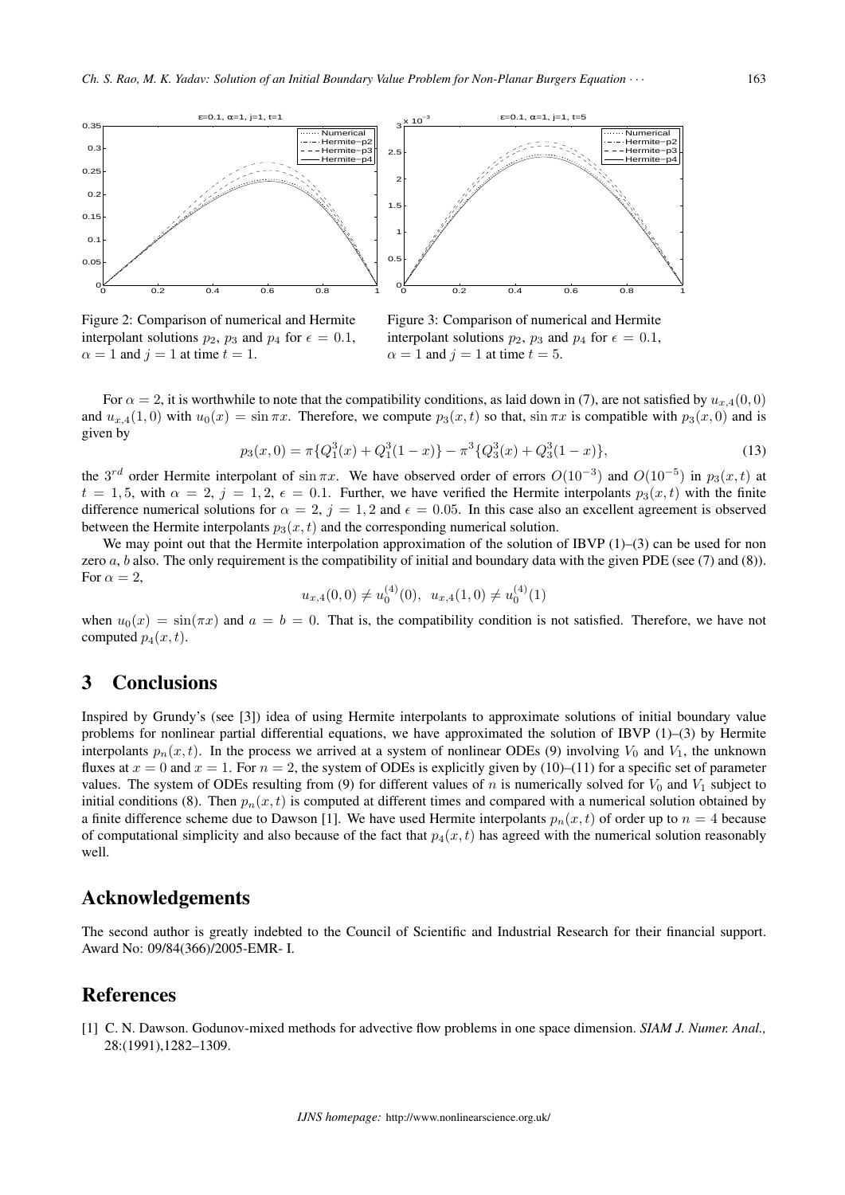Figure 2: Comparison of numerical and Hermite interpolant solutions $p_2$, $p_3$ and $p_4$ for $\epsilon = 0.1$, $\alpha = 1$ and $j = 1$ at time $t = 1$.

Figure 3: Comparison of numerical and Hermite interpolant solutions $p_2$, $p_3$ and $p_4$ for $\epsilon = 0.1$, $\alpha = 1$ and $j = 1$ at time $t = 5$.

For $\alpha = 2$, it is worthwhile to note that the compatibility conditions, as laid down in (7), are not satisfied by $u_{x,4}(0,0)$ and $u_{x,4}(1,0)$ with $u_0(x) = \sin \pi x$. Therefore, we compute $p_3(x,t)$ so that, $\sin \pi x$ is compatible with $p_3(x,0)$ and is given by

$$p_3(x,0) = \pi\{Q_1^3(x) + Q_1^3(1-x)\} - \pi^3\{Q_3^3(x) + Q_3^3(1-x)\}, \tag{13}$$

the $3^{rd}$ order Hermite interpolant of $\sin \pi x$. We have observed order of errors $O(10^{-3})$ and $O(10^{-5})$ in $p_3(x,t)$ at $t = 1, 5$, with $\alpha = 2$, $j = 1, 2$, $\epsilon = 0.1$. Further, we have verified the Hermite interpolants $p_3(x,t)$ with the finite difference numerical solutions for $\alpha = 2$, $j = 1, 2$ and $\epsilon = 0.05$. In this case also an excellent agreement is observed between the Hermite interpolants $p_3(x,t)$ and the corresponding numerical solution.

We may point out that the Hermite interpolation approximation of the solution of IBVP (1)–(3) can be used for non zero $a$, $b$ also. The only requirement is the compatibility of initial and boundary data with the given PDE (see (7) and (8)). For $\alpha = 2$,

$$u_{x,4}(0,0) \neq u_0^{(4)}(0), \;\; u_{x,4}(1,0) \neq u_0^{(4)}(1)$$

when $u_0(x) = \sin(\pi x)$ and $a = b = 0$. That is, the compatibility condition is not satisfied. Therefore, we have not computed $p_4(x,t)$.

# 3 Conclusions

Inspired by Grundy's (see [3]) idea of using Hermite interpolants to approximate solutions of initial boundary value problems for nonlinear partial differential equations, we have approximated the solution of IBVP (1)–(3) by Hermite interpolants $p_n(x,t)$. In the process we arrived at a system of nonlinear ODEs (9) involving $V_0$ and $V_1$, the unknown fluxes at $x = 0$ and $x = 1$. For $n = 2$, the system of ODEs is explicitly given by (10)–(11) for a specific set of parameter values. The system of ODEs resulting from (9) for different values of $n$ is numerically solved for $V_0$ and $V_1$ subject to initial conditions (8). Then $p_n(x,t)$ is computed at different times and compared with a numerical solution obtained by a finite difference scheme due to Dawson [1]. We have used Hermite interpolants $p_n(x,t)$ of order up to $n = 4$ because of computational simplicity and also because of the fact that $p_4(x,t)$ has agreed with the numerical solution reasonably well.

# Acknowledgements

The second author is greatly indebted to the Council of Scientific and Industrial Research for their financial support. Award No: 09/84(366)/2005-EMR- I.

# References

[1] C. N. Dawson. Godunov-mixed methods for advective flow problems in one space dimension. *SIAM J. Numer. Anal.,* 28:(1991),1282–1309.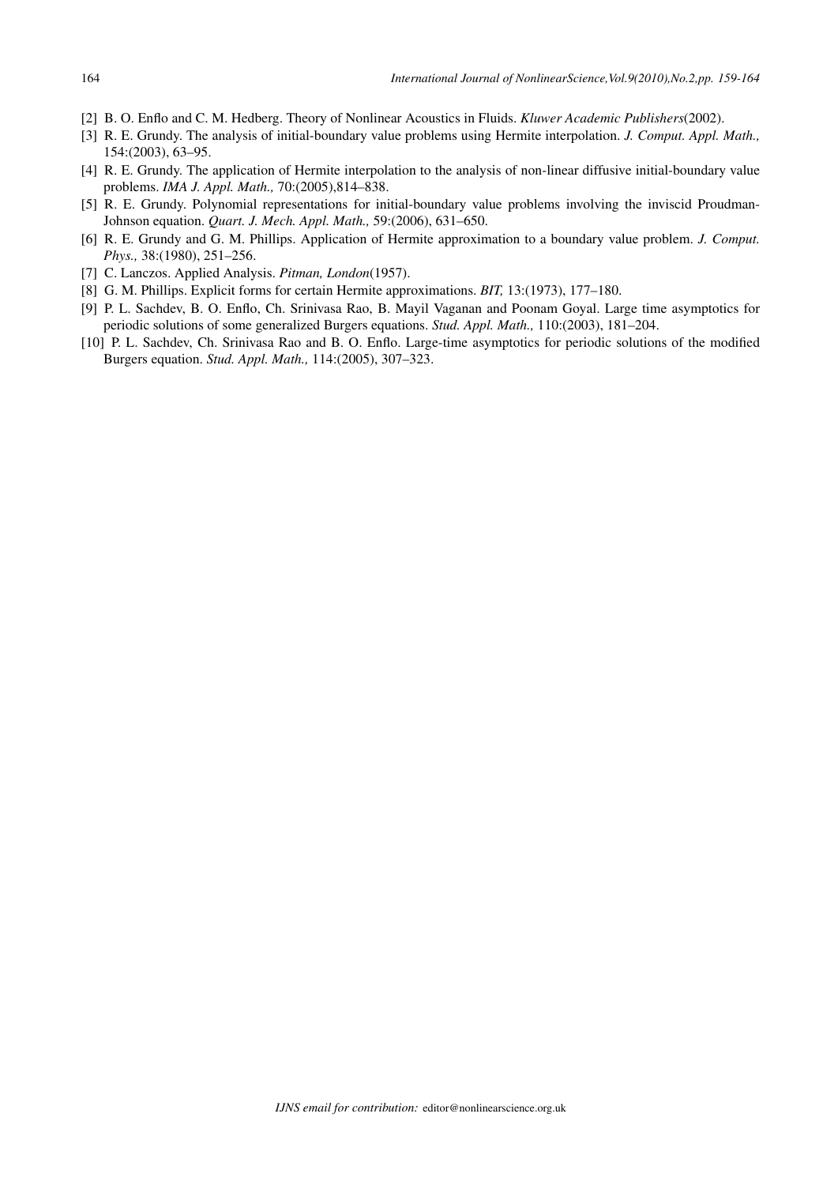[2] B. O. Enflo and C. M. Hedberg. Theory of Nonlinear Acoustics in Fluids. *Kluwer Academic Publishers*(2002).

[3] R. E. Grundy. The analysis of initial-boundary value problems using Hermite interpolation. *J. Comput. Appl. Math.,* 154:(2003), 63–95.

[4] R. E. Grundy. The application of Hermite interpolation to the analysis of non-linear diffusive initial-boundary value problems. *IMA J. Appl. Math.,* 70:(2005),814–838.

[5] R. E. Grundy. Polynomial representations for initial-boundary value problems involving the inviscid Proudman-Johnson equation. *Quart. J. Mech. Appl. Math.,* 59:(2006), 631–650.

[6] R. E. Grundy and G. M. Phillips. Application of Hermite approximation to a boundary value problem. *J. Comput. Phys.,* 38:(1980), 251–256.

[7] C. Lanczos. Applied Analysis. *Pitman, London*(1957).

[8] G. M. Phillips. Explicit forms for certain Hermite approximations. *BIT,* 13:(1973), 177–180.

[9] P. L. Sachdev, B. O. Enflo, Ch. Srinivasa Rao, B. Mayil Vaganan and Poonam Goyal. Large time asymptotics for periodic solutions of some generalized Burgers equations. *Stud. Appl. Math.,* 110:(2003), 181–204.

[10] P. L. Sachdev, Ch. Srinivasa Rao and B. O. Enflo. Large-time asymptotics for periodic solutions of the modified Burgers equation. *Stud. Appl. Math.,* 114:(2005), 307–323.